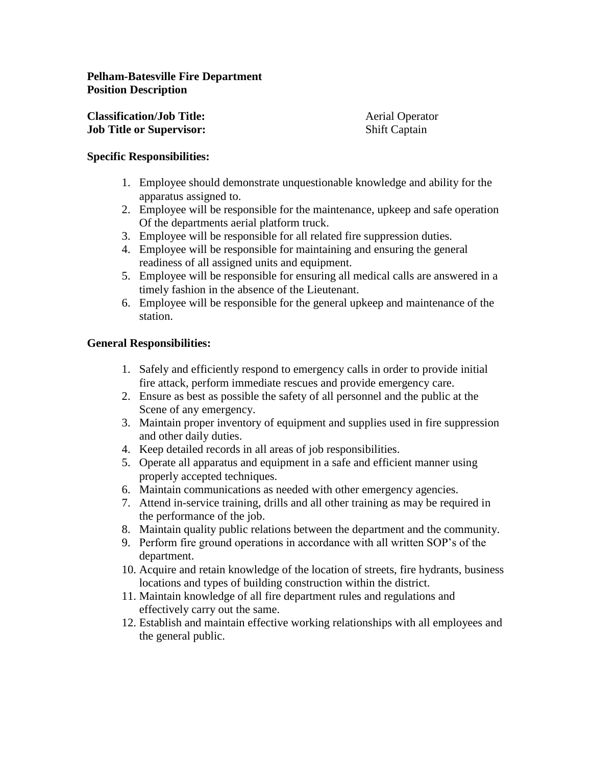**Pelham-Batesville Fire Department**
**Position Description**

**Classification/Job Title:** Aerial Operator
**Job Title or Supervisor:** Shift Captain

**Specific Responsibilities:**

1. Employee should demonstrate unquestionable knowledge and ability for the apparatus assigned to.
2. Employee will be responsible for the maintenance, upkeep and safe operation Of the departments aerial platform truck.
3. Employee will be responsible for all related fire suppression duties.
4. Employee will be responsible for maintaining and ensuring the general readiness of all assigned units and equipment.
5. Employee will be responsible for ensuring all medical calls are answered in a timely fashion in the absence of the Lieutenant.
6. Employee will be responsible for the general upkeep and maintenance of the station.

**General Responsibilities:**

1. Safely and efficiently respond to emergency calls in order to provide initial fire attack, perform immediate rescues and provide emergency care.
2. Ensure as best as possible the safety of all personnel and the public at the Scene of any emergency.
3. Maintain proper inventory of equipment and supplies used in fire suppression and other daily duties.
4. Keep detailed records in all areas of job responsibilities.
5. Operate all apparatus and equipment in a safe and efficient manner using properly accepted techniques.
6. Maintain communications as needed with other emergency agencies.
7. Attend in-service training, drills and all other training as may be required in the performance of the job.
8. Maintain quality public relations between the department and the community.
9. Perform fire ground operations in accordance with all written SOP's of the department.
10. Acquire and retain knowledge of the location of streets, fire hydrants, business locations and types of building construction within the district.
11. Maintain knowledge of all fire department rules and regulations and effectively carry out the same.
12. Establish and maintain effective working relationships with all employees and the general public.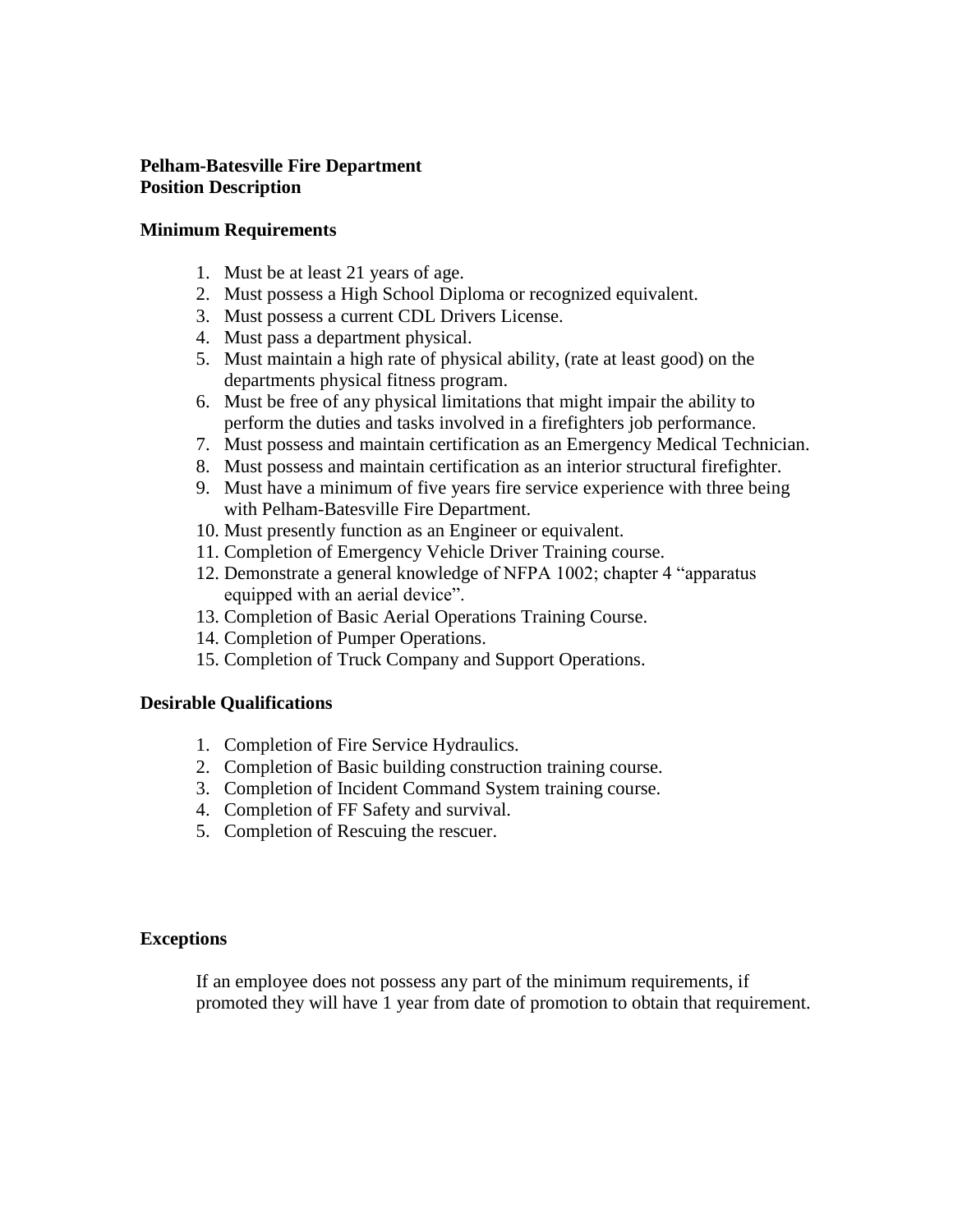**Pelham-Batesville Fire Department**
**Position Description**

## Minimum Requirements

1. Must be at least 21 years of age.
2. Must possess a High School Diploma or recognized equivalent.
3. Must possess a current CDL Drivers License.
4. Must pass a department physical.
5. Must maintain a high rate of physical ability, (rate at least good) on the departments physical fitness program.
6. Must be free of any physical limitations that might impair the ability to perform the duties and tasks involved in a firefighters job performance.
7. Must possess and maintain certification as an Emergency Medical Technician.
8. Must possess and maintain certification as an interior structural firefighter.
9. Must have a minimum of five years fire service experience with three being with Pelham-Batesville Fire Department.
10. Must presently function as an Engineer or equivalent.
11. Completion of Emergency Vehicle Driver Training course.
12. Demonstrate a general knowledge of NFPA 1002; chapter 4 "apparatus equipped with an aerial device".
13. Completion of Basic Aerial Operations Training Course.
14. Completion of Pumper Operations.
15. Completion of Truck Company and Support Operations.

## Desirable Qualifications

1. Completion of Fire Service Hydraulics.
2. Completion of Basic building construction training course.
3. Completion of Incident Command System training course.
4. Completion of FF Safety and survival.
5. Completion of Rescuing the rescuer.

## Exceptions

If an employee does not possess any part of the minimum requirements, if promoted they will have 1 year from date of promotion to obtain that requirement.